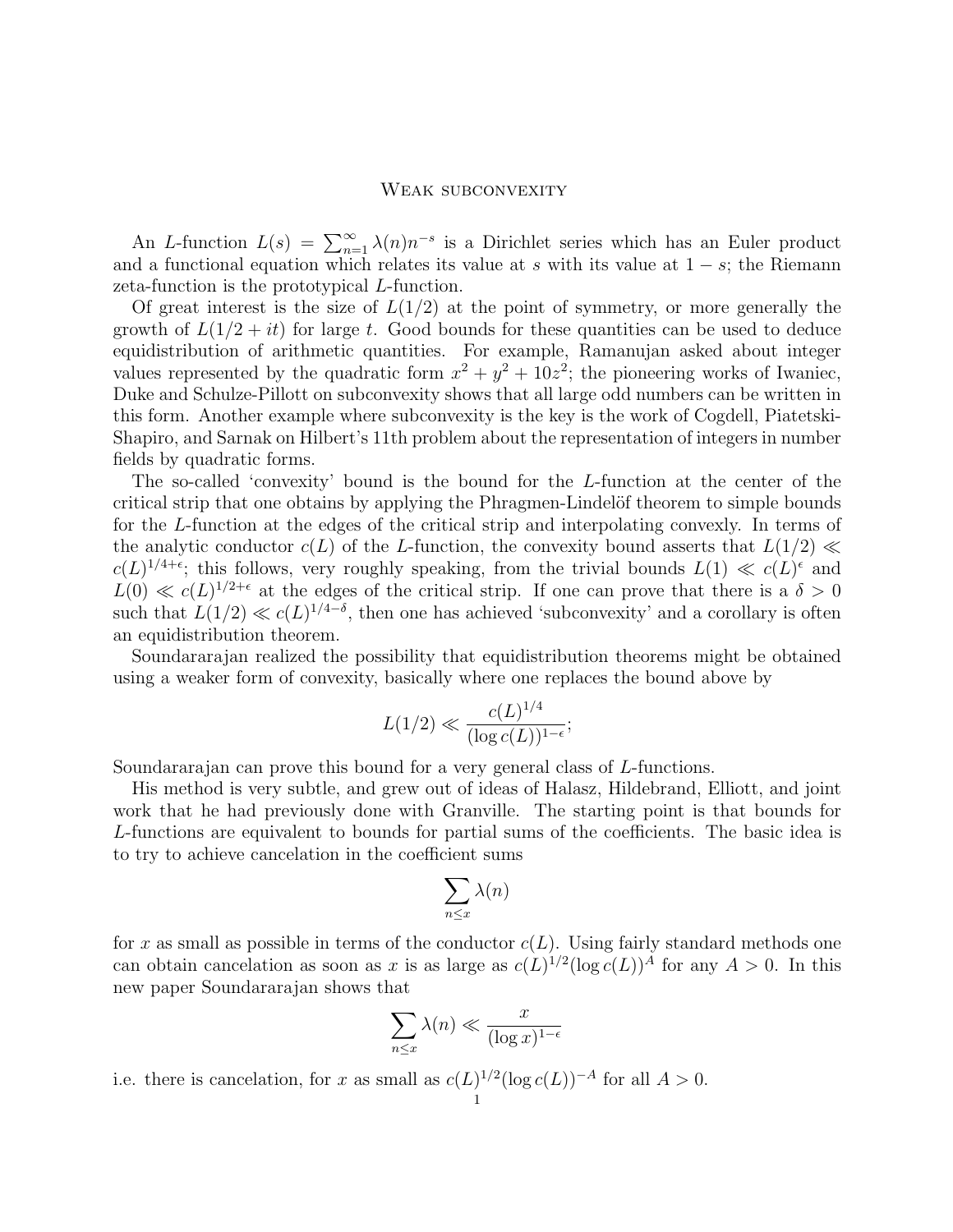# Weak subconvexity

An $L$-function $L(s) = \sum_{n=1}^{\infty} \lambda(n) n^{-s}$ is a Dirichlet series which has an Euler product and a functional equation which relates its value at $s$ with its value at $1-s$; the Riemann zeta-function is the prototypical $L$-function.

Of great interest is the size of $L(1/2)$ at the point of symmetry, or more generally the growth of $L(1/2+it)$ for large $t$. Good bounds for these quantities can be used to deduce equidistribution of arithmetic quantities. For example, Ramanujan asked about integer values represented by the quadratic form $x^2 + y^2 + 10z^2$; the pioneering works of Iwaniec, Duke and Schulze-Pillott on subconvexity shows that all large odd numbers can be written in this form. Another example where subconvexity is the key is the work of Cogdell, Piatetski-Shapiro, and Sarnak on Hilbert's 11th problem about the representation of integers in number fields by quadratic forms.

The so-called 'convexity' bound is the bound for the $L$-function at the center of the critical strip that one obtains by applying the Phragmen-Lindelöf theorem to simple bounds for the $L$-function at the edges of the critical strip and interpolating convexly. In terms of the analytic conductor $c(L)$ of the $L$-function, the convexity bound asserts that $L(1/2) \ll c(L)^{1/4+\epsilon}$; this follows, very roughly speaking, from the trivial bounds $L(1) \ll c(L)^{\epsilon}$ and $L(0) \ll c(L)^{1/2+\epsilon}$ at the edges of the critical strip. If one can prove that there is a $\delta > 0$ such that $L(1/2) \ll c(L)^{1/4-\delta}$, then one has achieved 'subconvexity' and a corollary is often an equidistribution theorem.

Soundararajan realized the possibility that equidistribution theorems might be obtained using a weaker form of convexity, basically where one replaces the bound above by

$$L(1/2) \ll \frac{c(L)^{1/4}}{(\log c(L))^{1-\epsilon}};$$

Soundararajan can prove this bound for a very general class of $L$-functions.

His method is very subtle, and grew out of ideas of Halasz, Hildebrand, Elliott, and joint work that he had previously done with Granville. The starting point is that bounds for $L$-functions are equivalent to bounds for partial sums of the coefficients. The basic idea is to try to achieve cancelation in the coefficient sums

$$\sum_{n \le x} \lambda(n)$$

for $x$ as small as possible in terms of the conductor $c(L)$. Using fairly standard methods one can obtain cancelation as soon as $x$ is as large as $c(L)^{1/2}(\log c(L))^A$ for any $A > 0$. In this new paper Soundararajan shows that

$$\sum_{n \le x} \lambda(n) \ll \frac{x}{(\log x)^{1-\epsilon}}$$

i.e. there is cancelation, for $x$ as small as $c(L)^{1/2}(\log c(L))^{-A}$ for all $A > 0$.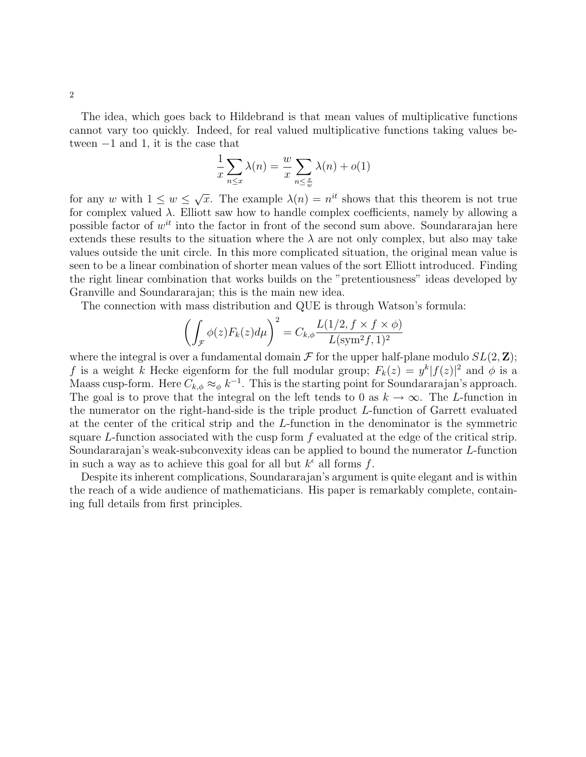The idea, which goes back to Hildebrand is that mean values of multiplicative functions cannot vary too quickly. Indeed, for real valued multiplicative functions taking values between $-1$ and 1, it is the case that

$$\frac{1}{x}\sum_{n\leq x}\lambda(n) = \frac{w}{x}\sum_{n\leq \frac{x}{w}}\lambda(n) + o(1)$$

for any $w$ with $1 \leq w \leq \sqrt{x}$. The example $\lambda(n) = n^{it}$ shows that this theorem is not true for complex valued $\lambda$. Elliott saw how to handle complex coefficients, namely by allowing a possible factor of $w^{it}$ into the factor in front of the second sum above. Soundararajan here extends these results to the situation where the $\lambda$ are not only complex, but also may take values outside the unit circle. In this more complicated situation, the original mean value is seen to be a linear combination of shorter mean values of the sort Elliott introduced. Finding the right linear combination that works builds on the "pretentiousness" ideas developed by Granville and Soundararajan; this is the main new idea.

The connection with mass distribution and QUE is through Watson's formula:

$$\left(\int_{\mathcal{F}}\phi(z)F_k(z)d\mu\right)^2 = C_{k,\phi}\frac{L(1/2, f\times f\times\phi)}{L(\mathrm{sym}^2 f, 1)^2}$$

where the integral is over a fundamental domain $\mathcal{F}$ for the upper half-plane modulo $SL(2,\mathbf{Z})$; $f$ is a weight $k$ Hecke eigenform for the full modular group; $F_k(z) = y^k|f(z)|^2$ and $\phi$ is a Maass cusp-form. Here $C_{k,\phi} \approx_\phi k^{-1}$. This is the starting point for Soundararajan's approach. The goal is to prove that the integral on the left tends to 0 as $k\to\infty$. The $L$-function in the numerator on the right-hand-side is the triple product $L$-function of Garrett evaluated at the center of the critical strip and the $L$-function in the denominator is the symmetric square $L$-function associated with the cusp form $f$ evaluated at the edge of the critical strip. Soundararajan's weak-subconvexity ideas can be applied to bound the numerator $L$-function in such a way as to achieve this goal for all but $k^\epsilon$ all forms $f$.

Despite its inherent complications, Soundararajan's argument is quite elegant and is within the reach of a wide audience of mathematicians. His paper is remarkably complete, containing full details from first principles.